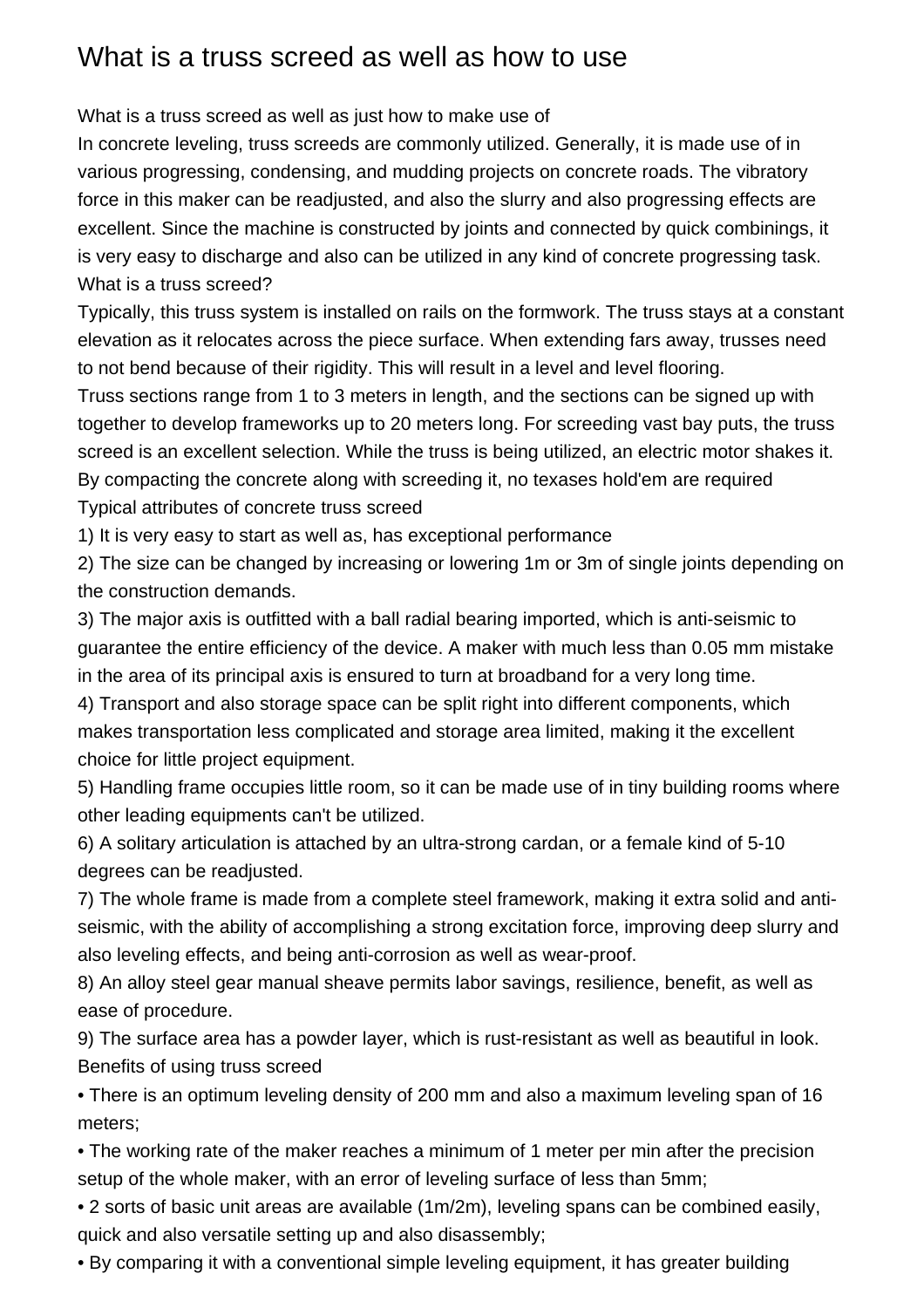# What is a truss screed as well as how to use

What is a truss screed as well as just how to make use of

In concrete leveling, truss screeds are commonly utilized. Generally, it is made use of in various progressing, condensing, and mudding projects on concrete roads. The vibratory force in this maker can be readjusted, and also the slurry and also progressing effects are excellent. Since the machine is constructed by joints and connected by quick combinings, it is very easy to discharge and also can be utilized in any kind of concrete progressing task.

What is a truss screed?

Typically, this truss system is installed on rails on the formwork. The truss stays at a constant elevation as it relocates across the piece surface. When extending fars away, trusses need to not bend because of their rigidity. This will result in a level and level flooring.

Truss sections range from 1 to 3 meters in length, and the sections can be signed up with together to develop frameworks up to 20 meters long. For screeding vast bay puts, the truss screed is an excellent selection. While the truss is being utilized, an electric motor shakes it. By compacting the concrete along with screeding it, no texases hold'em are required

Typical attributes of concrete truss screed

1) It is very easy to start as well as, has exceptional performance

2) The size can be changed by increasing or lowering 1m or 3m of single joints depending on the construction demands.

3) The major axis is outfitted with a ball radial bearing imported, which is anti-seismic to guarantee the entire efficiency of the device. A maker with much less than 0.05 mm mistake in the area of its principal axis is ensured to turn at broadband for a very long time.

4) Transport and also storage space can be split right into different components, which makes transportation less complicated and storage area limited, making it the excellent choice for little project equipment.

5) Handling frame occupies little room, so it can be made use of in tiny building rooms where other leading equipments can't be utilized.

6) A solitary articulation is attached by an ultra-strong cardan, or a female kind of 5-10 degrees can be readjusted.

7) The whole frame is made from a complete steel framework, making it extra solid and anti-seismic, with the ability of accomplishing a strong excitation force, improving deep slurry and also leveling effects, and being anti-corrosion as well as wear-proof.

8) An alloy steel gear manual sheave permits labor savings, resilience, benefit, as well as ease of procedure.

9) The surface area has a powder layer, which is rust-resistant as well as beautiful in look.

Benefits of using truss screed

- There is an optimum leveling density of 200 mm and also a maximum leveling span of 16 meters;
- The working rate of the maker reaches a minimum of 1 meter per min after the precision setup of the whole maker, with an error of leveling surface of less than 5mm;
- 2 sorts of basic unit areas are available (1m/2m), leveling spans can be combined easily, quick and also versatile setting up and also disassembly;
- By comparing it with a conventional simple leveling equipment, it has greater building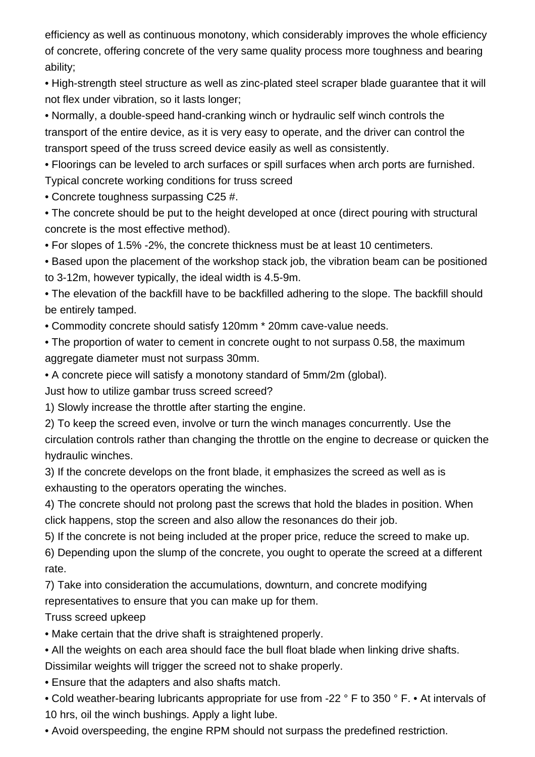efficiency as well as continuous monotony, which considerably improves the whole efficiency of concrete, offering concrete of the very same quality process more toughness and bearing ability;

- High-strength steel structure as well as zinc-plated steel scraper blade guarantee that it will not flex under vibration, so it lasts longer;
- Normally, a double-speed hand-cranking winch or hydraulic self winch controls the transport of the entire device, as it is very easy to operate, and the driver can control the transport speed of the truss screed device easily as well as consistently.
- Floorings can be leveled to arch surfaces or spill surfaces when arch ports are furnished.

Typical concrete working conditions for truss screed

- Concrete toughness surpassing C25 #.
- The concrete should be put to the height developed at once (direct pouring with structural concrete is the most effective method).
- For slopes of 1.5% -2%, the concrete thickness must be at least 10 centimeters.
- Based upon the placement of the workshop stack job, the vibration beam can be positioned to 3-12m, however typically, the ideal width is 4.5-9m.
- The elevation of the backfill have to be backfilled adhering to the slope. The backfill should be entirely tamped.
- Commodity concrete should satisfy 120mm * 20mm cave-value needs.
- The proportion of water to cement in concrete ought to not surpass 0.58, the maximum aggregate diameter must not surpass 30mm.
- A concrete piece will satisfy a monotony standard of 5mm/2m (global).

Just how to utilize gambar truss screed screed?

1) Slowly increase the throttle after starting the engine.
2) To keep the screed even, involve or turn the winch manages concurrently. Use the circulation controls rather than changing the throttle on the engine to decrease or quicken the hydraulic winches.
3) If the concrete develops on the front blade, it emphasizes the screed as well as is exhausting to the operators operating the winches.
4) The concrete should not prolong past the screws that hold the blades in position. When click happens, stop the screen and also allow the resonances do their job.
5) If the concrete is not being included at the proper price, reduce the screed to make up.
6) Depending upon the slump of the concrete, you ought to operate the screed at a different rate.
7) Take into consideration the accumulations, downturn, and concrete modifying representatives to ensure that you can make up for them.

Truss screed upkeep

- Make certain that the drive shaft is straightened properly.
- All the weights on each area should face the bull float blade when linking drive shafts. Dissimilar weights will trigger the screed not to shake properly.
- Ensure that the adapters and also shafts match.
- Cold weather-bearing lubricants appropriate for use from -22 ° F to 350 ° F. • At intervals of 10 hrs, oil the winch bushings. Apply a light lube.
- Avoid overspeeding, the engine RPM should not surpass the predefined restriction.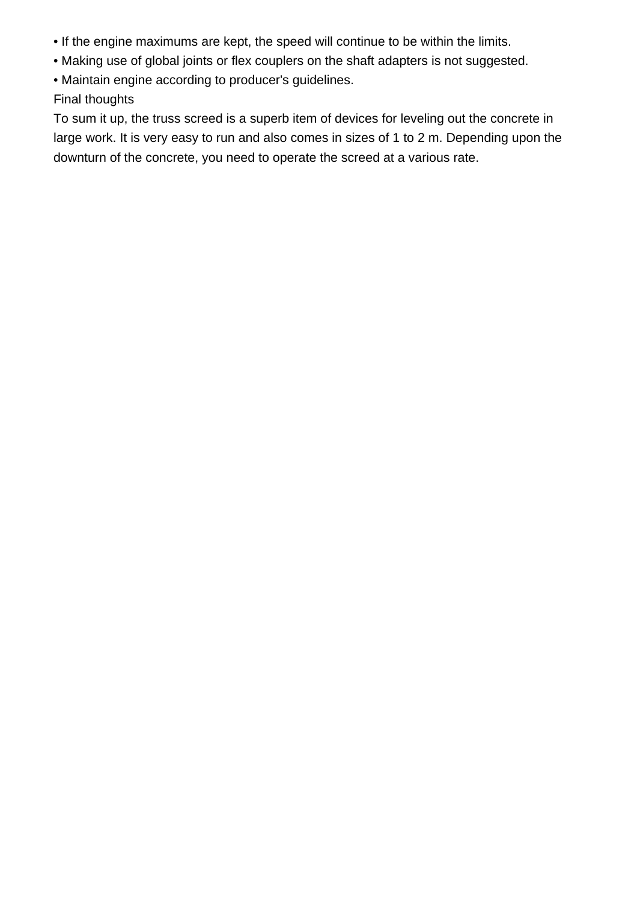- If the engine maximums are kept, the speed will continue to be within the limits.
- Making use of global joints or flex couplers on the shaft adapters is not suggested.
- Maintain engine according to producer's guidelines.

## Final thoughts

To sum it up, the truss screed is a superb item of devices for leveling out the concrete in large work. It is very easy to run and also comes in sizes of 1 to 2 m. Depending upon the downturn of the concrete, you need to operate the screed at a various rate.